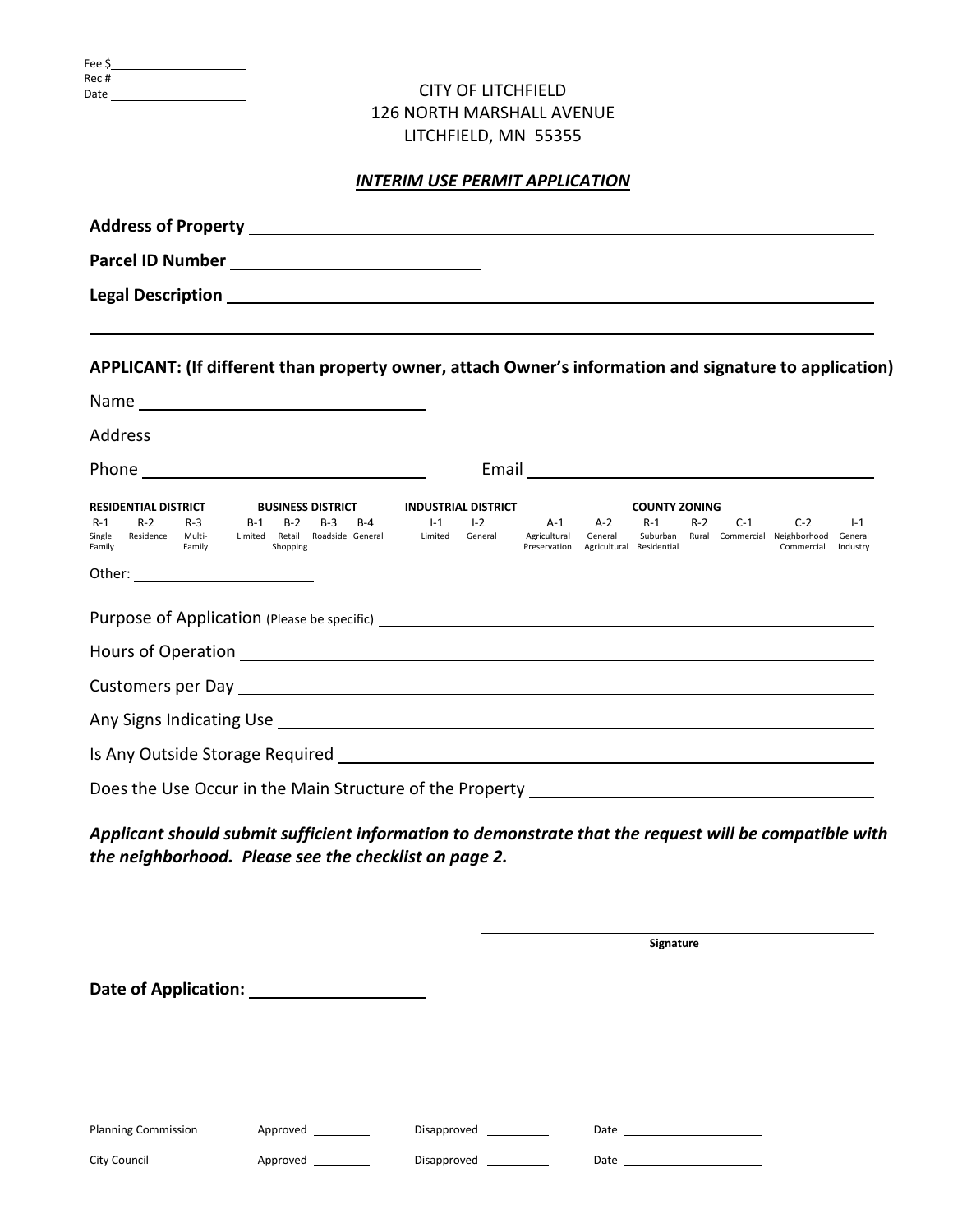Fee $ ____________________
Rec # ____________________
Date ____________________

CITY OF LITCHFIELD
126 NORTH MARSHALL AVENUE
LITCHFIELD, MN 55355

## *INTERIM USE PERMIT APPLICATION*

**Address of Property** ______________________________________________________________

**Parcel ID Number** ____________________________

**Legal Description** ______________________________________________________________

______________________________________________________________

**APPLICANT: (If different than property owner, attach Owner's information and signature to application)**

Name ________________________________

Address ______________________________________________________________

Phone ________________________________ Email ________________________________

| RESIDENTIAL DISTRICT | | | BUSINESS DISTRICT | | | | INDUSTRIAL DISTRICT | | COUNTY ZONING | | | | | | |
|---|---|---|---|---|---|---|---|---|---|---|---|---|---|---|---|
| R-1 Single Family | R-2 Residence | R-3 Multi-Family | B-1 Limited | B-2 Retail Shopping | B-3 Roadside | B-4 General | I-1 Limited | I-2 General | A-1 Agricultural Preservation | A-2 General Agricultural | R-1 Suburban Residential | R-2 Rural | C-1 Commercial | C-2 Neighborhood Commercial | I-1 General Industry |

Other: ____________________

Purpose of Application (Please be specific) ______________________________________________

Hours of Operation ______________________________________________

Customers per Day ______________________________________________

Any Signs Indicating Use ______________________________________________

Is Any Outside Storage Required ______________________________________________

Does the Use Occur in the Main Structure of the Property ______________________________

***Applicant should submit sufficient information to demonstrate that the request will be compatible with the neighborhood. Please see the checklist on page 2.***

______________________________
**Signature**

**Date of Application:** ____________________

Planning Commission Approved ________ Disapproved ________ Date ____________________

City Council Approved ________ Disapproved ________ Date ____________________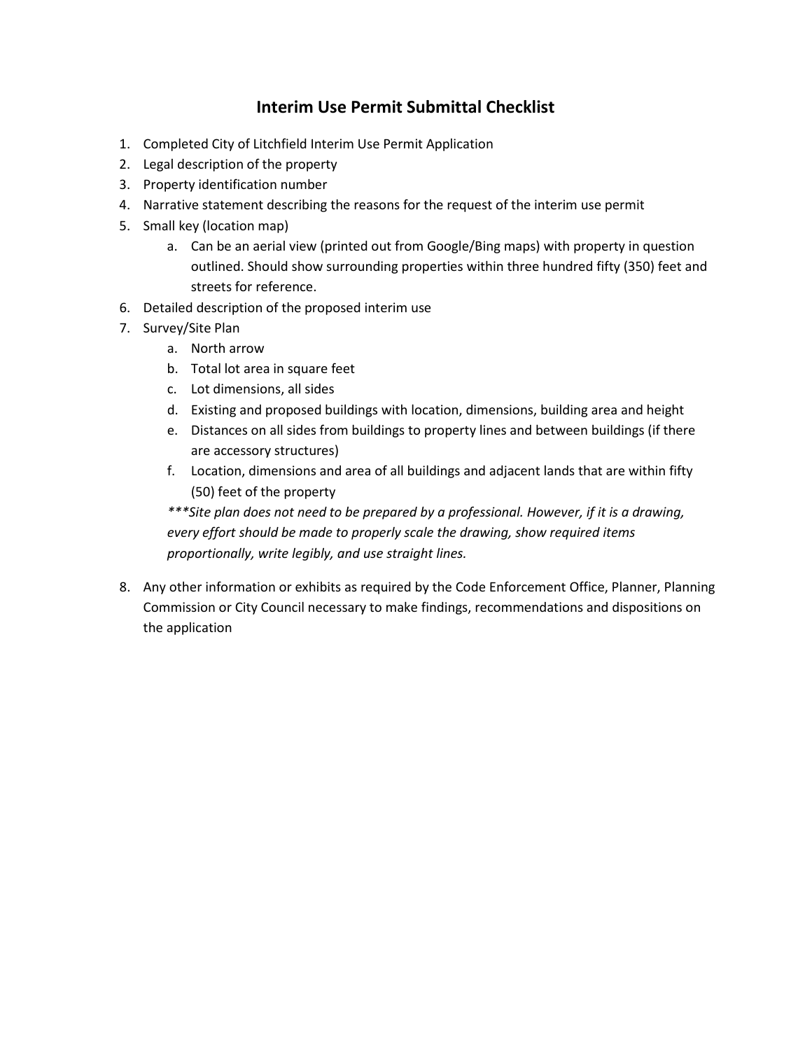# Interim Use Permit Submittal Checklist

1. Completed City of Litchfield Interim Use Permit Application
2. Legal description of the property
3. Property identification number
4. Narrative statement describing the reasons for the request of the interim use permit
5. Small key (location map)
   a. Can be an aerial view (printed out from Google/Bing maps) with property in question outlined. Should show surrounding properties within three hundred fifty (350) feet and streets for reference.
6. Detailed description of the proposed interim use
7. Survey/Site Plan
   a. North arrow
   b. Total lot area in square feet
   c. Lot dimensions, all sides
   d. Existing and proposed buildings with location, dimensions, building area and height
   e. Distances on all sides from buildings to property lines and between buildings (if there are accessory structures)
   f. Location, dimensions and area of all buildings and adjacent lands that are within fifty (50) feet of the property

   *\*\*\*Site plan does not need to be prepared by a professional. However, if it is a drawing, every effort should be made to properly scale the drawing, show required items proportionally, write legibly, and use straight lines.*

8. Any other information or exhibits as required by the Code Enforcement Office, Planner, Planning Commission or City Council necessary to make findings, recommendations and dispositions on the application